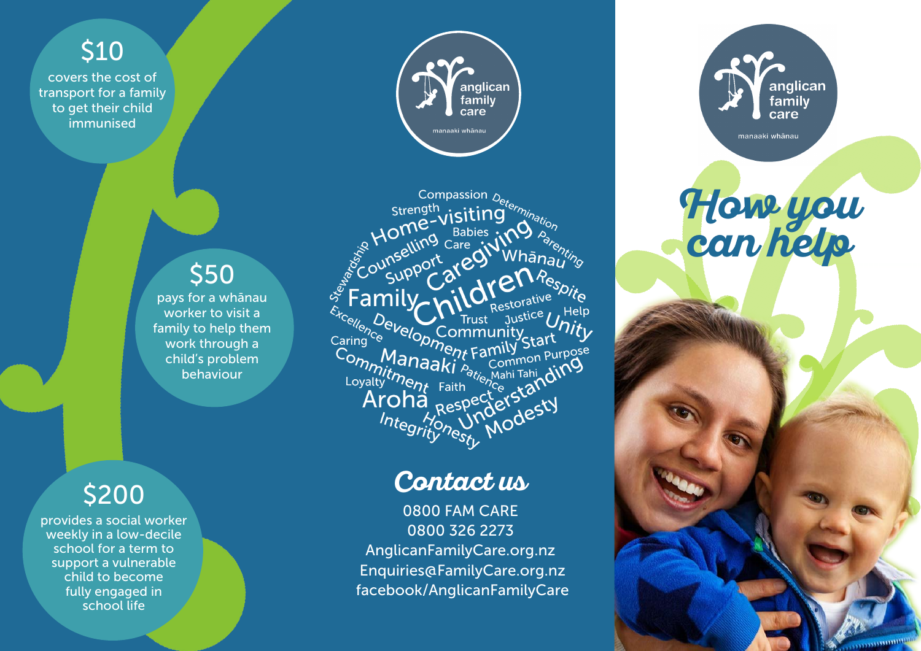**$10**
covers the cost of transport for a family to get their child immunised

**$50**
pays for a whānau worker to visit a family to help them work through a child's problem behaviour

**$200**
provides a social worker weekly in a low-decile school for a term to support a vulnerable child to become fully engaged in school life

anglican family care
manaaki whānau

Compassion Determination Strength Home-visiting Babies Care Parenting Stewardship Counselling Caregiving Whānau Support Respite Family Children Restorative Excellence Trust Justice Help Unity Development Community Caring Family Start Commitment Manaaki Common Purpose Patience Mahi Tahi Loyalty Faith Understanding Aroha Respect Integrity Honesty Modesty

## Contact us

0800 FAM CARE
0800 326 2273
AnglicanFamilyCare.org.nz
Enquiries@FamilyCare.org.nz
facebook/AnglicanFamilyCare

anglican family care
manaaki whānau

# How you can help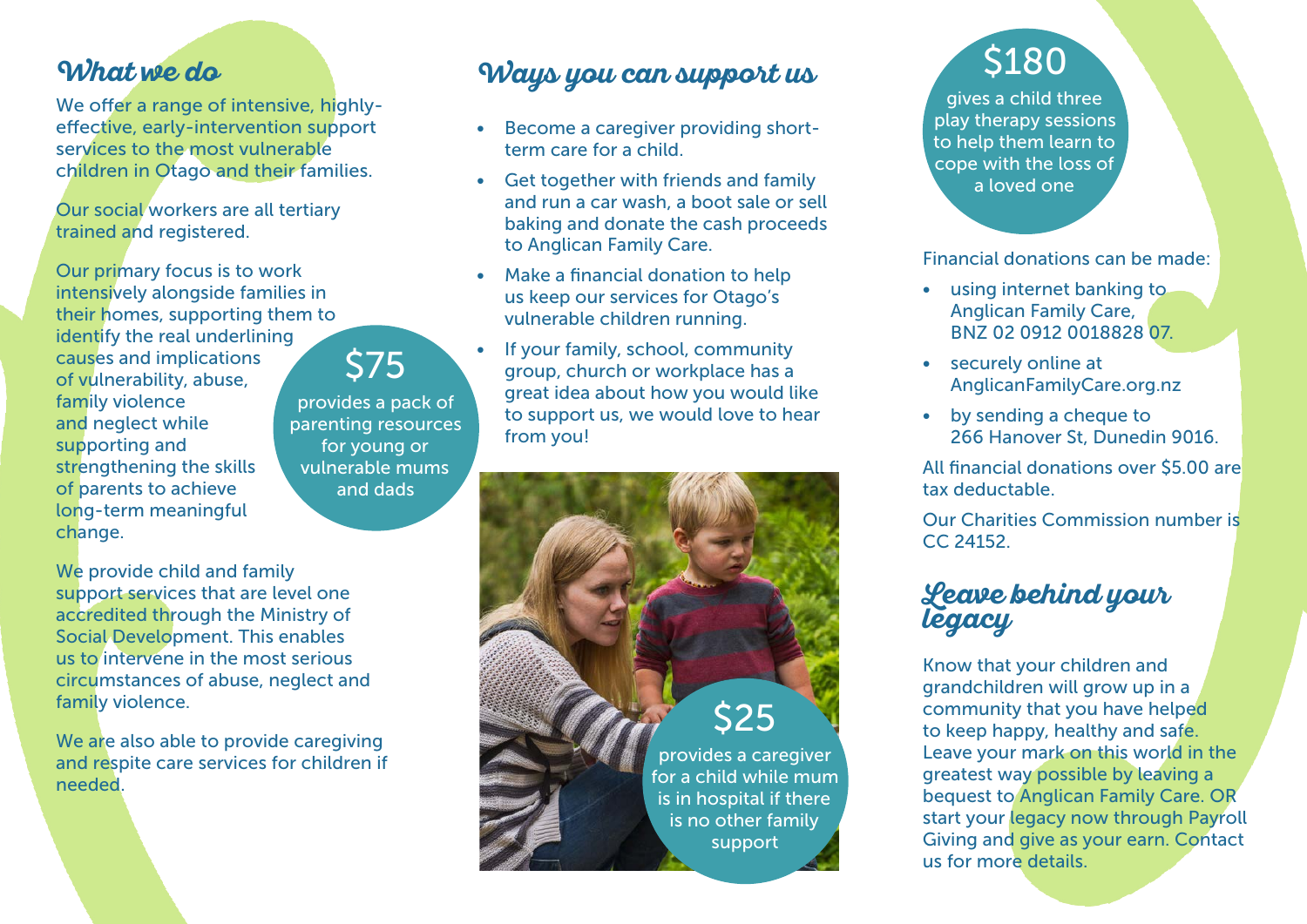## What we do

We offer a range of intensive, highly-effective, early-intervention support services to the most vulnerable children in Otago and their families.

Our social workers are all tertiary trained and registered.

Our primary focus is to work intensively alongside families in their homes, supporting them to identify the real underlining causes and implications of vulnerability, abuse, family violence and neglect while supporting and strengthening the skills of parents to achieve long-term meaningful change.

**$75**
provides a pack of parenting resources for young or vulnerable mums and dads

We provide child and family support services that are level one accredited through the Ministry of Social Development. This enables us to intervene in the most serious circumstances of abuse, neglect and family violence.

We are also able to provide caregiving and respite care services for children if needed.

## Ways you can support us

- Become a caregiver providing short-term care for a child.
- Get together with friends and family and run a car wash, a boot sale or sell baking and donate the cash proceeds to Anglican Family Care.
- Make a financial donation to help us keep our services for Otago's vulnerable children running.
- If your family, school, community group, church or workplace has a great idea about how you would like to support us, we would love to hear from you!

**$25**
provides a caregiver for a child while mum is in hospital if there is no other family support

**$180**
gives a child three play therapy sessions to help them learn to cope with the loss of a loved one

Financial donations can be made:

- using internet banking to Anglican Family Care, BNZ 02 0912 0018828 07.
- securely online at AnglicanFamilyCare.org.nz
- by sending a cheque to 266 Hanover St, Dunedin 9016.

All financial donations over $5.00 are tax deductable.

Our Charities Commission number is CC 24152.

## Leave behind your legacy

Know that your children and grandchildren will grow up in a community that you have helped to keep happy, healthy and safe. Leave your mark on this world in the greatest way possible by leaving a bequest to Anglican Family Care. OR start your legacy now through Payroll Giving and give as your earn. Contact us for more details.